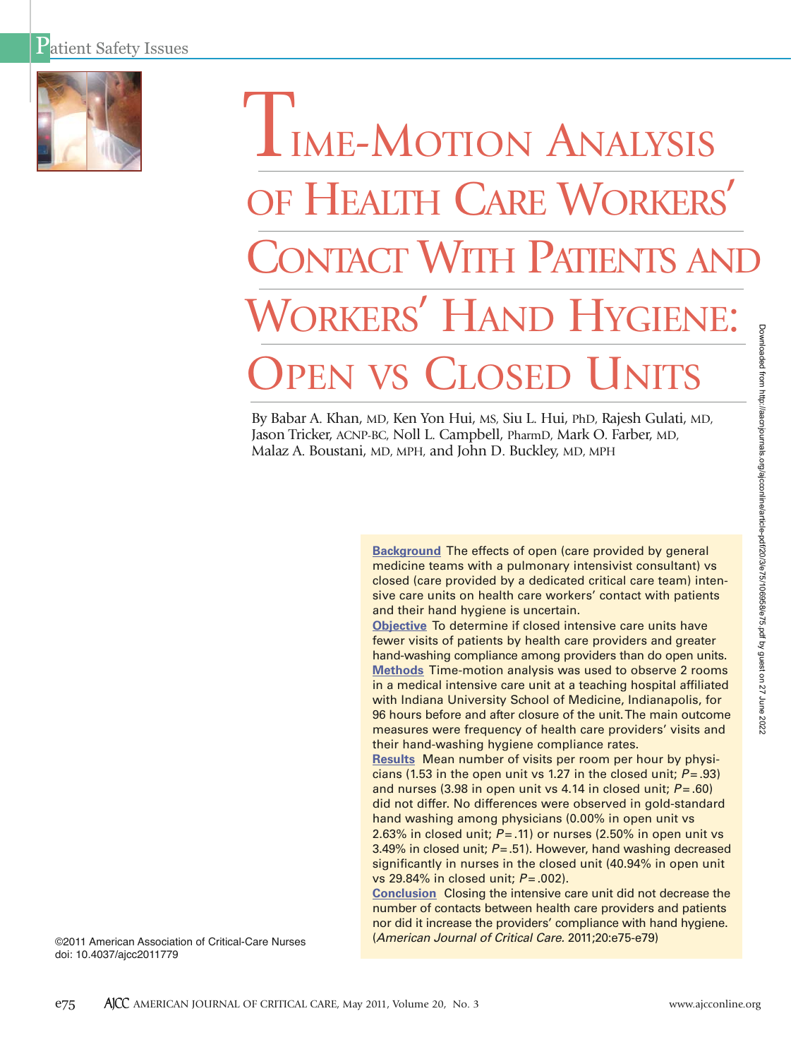# Time-Motion Analysis of Health Care Workers' Contact With Patients and Workers' Hand Hygiene: Open vs Closed Units

By Babar A. Khan, MD, Ken Yon Hui, MS, Siu L. Hui, PhD, Rajesh Gulati, MD, Jason Tricker, ACNP-BC, Noll L. Campbell, PharmD, Mark O. Farber, MD, Malaz A. Boustani, MD, MPH, and John D. Buckley, MD, MPH

**Background** The effects of open (care provided by general medicine teams with a pulmonary intensivist consultant) vs closed (care provided by a dedicated critical care team) intensive care units on health care workers' contact with patients and their hand hygiene is uncertain.

**Objective** To determine if closed intensive care units have fewer visits of patients by health care providers and greater hand-washing compliance among providers than do open units.

**Methods** Time-motion analysis was used to observe 2 rooms in a medical intensive care unit at a teaching hospital affiliated with Indiana University School of Medicine, Indianapolis, for 96 hours before and after closure of the unit. The main outcome measures were frequency of health care providers' visits and their hand-washing hygiene compliance rates.

**Results** Mean number of visits per room per hour by physicians (1.53 in the open unit vs 1.27 in the closed unit; $P = .93$) and nurses (3.98 in open unit vs 4.14 in closed unit; $P = .60$) did not differ. No differences were observed in gold-standard hand washing among physicians (0.00% in open unit vs 2.63% in closed unit; $P = .11$) or nurses (2.50% in open unit vs 3.49% in closed unit; $P = .51$). However, hand washing decreased significantly in nurses in the closed unit (40.94% in open unit vs 29.84% in closed unit; $P = .002$).

**Conclusion** Closing the intensive care unit did not decrease the number of contacts between health care providers and patients nor did it increase the providers' compliance with hand hygiene. (*American Journal of Critical Care.* 2011;20:e75-e79)

©2011 American Association of Critical-Care Nurses
doi: 10.4037/ajcc2011779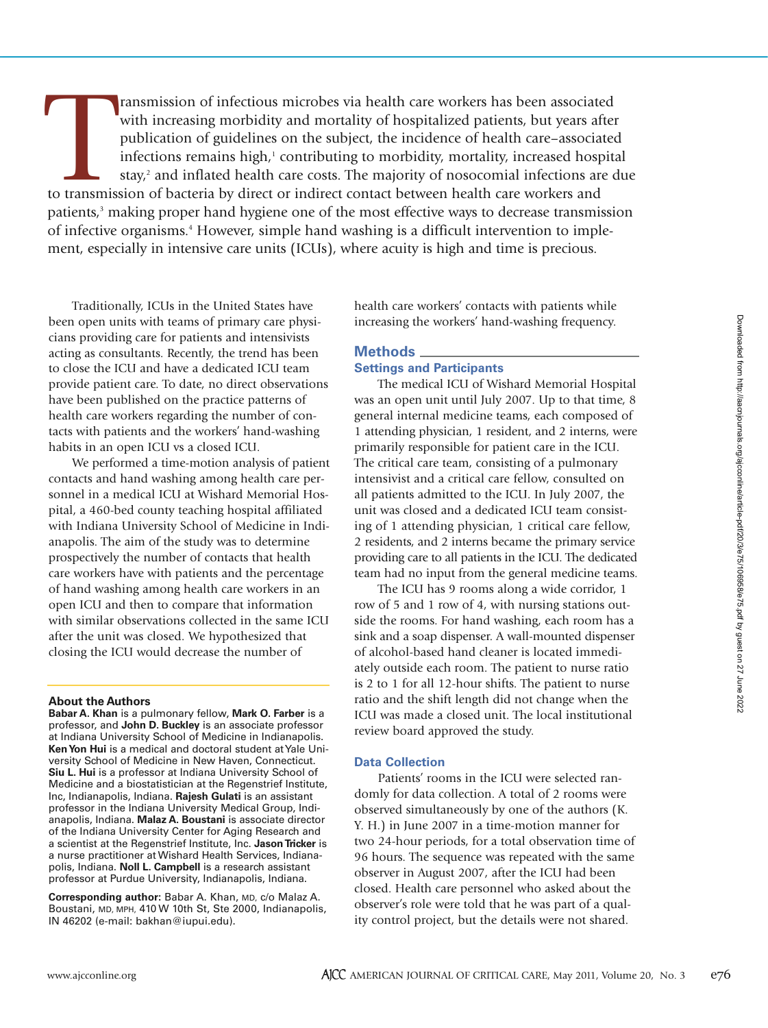Transmission of infectious microbes via health care workers has been associated with increasing morbidity and mortality of hospitalized patients, but years after publication of guidelines on the subject, the incidence of health care–associated infections remains high,[1] contributing to morbidity, mortality, increased hospital stay,[2] and inflated health care costs. The majority of nosocomial infections are due to transmission of bacteria by direct or indirect contact between health care workers and patients,[3] making proper hand hygiene one of the most effective ways to decrease transmission of infective organisms.[4] However, simple hand washing is a difficult intervention to implement, especially in intensive care units (ICUs), where acuity is high and time is precious.

Traditionally, ICUs in the United States have been open units with teams of primary care physicians providing care for patients and intensivists acting as consultants. Recently, the trend has been to close the ICU and have a dedicated ICU team provide patient care. To date, no direct observations have been published on the practice patterns of health care workers regarding the number of contacts with patients and the workers' hand-washing habits in an open ICU vs a closed ICU.

We performed a time-motion analysis of patient contacts and hand washing among health care personnel in a medical ICU at Wishard Memorial Hospital, a 460-bed county teaching hospital affiliated with Indiana University School of Medicine in Indianapolis. The aim of the study was to determine prospectively the number of contacts that health care workers have with patients and the percentage of hand washing among health care workers in an open ICU and then to compare that information with similar observations collected in the same ICU after the unit was closed. We hypothesized that closing the ICU would decrease the number of health care workers' contacts with patients while increasing the workers' hand-washing frequency.

**About the Authors**

**Babar A. Khan** is a pulmonary fellow, **Mark O. Farber** is a professor, and **John D. Buckley** is an associate professor at Indiana University School of Medicine in Indianapolis. **Ken Yon Hui** is a medical and doctoral student at Yale University School of Medicine in New Haven, Connecticut. **Siu L. Hui** is a professor at Indiana University School of Medicine and a biostatistician at the Regenstrief Institute, Inc, Indianapolis, Indiana. **Rajesh Gulati** is an assistant professor in the Indiana University Medical Group, Indianapolis, Indiana. **Malaz A. Boustani** is associate director of the Indiana University Center for Aging Research and a scientist at the Regenstrief Institute, Inc. **Jason Tricker** is a nurse practitioner at Wishard Health Services, Indianapolis, Indiana. **Noll L. Campbell** is a research assistant professor at Purdue University, Indianapolis, Indiana.

**Corresponding author:** Babar A. Khan, MD, c/o Malaz A. Boustani, MD, MPH, 410 W 10th St, Ste 2000, Indianapolis, IN 46202 (e-mail: bakhan@iupui.edu).

## Methods

### Settings and Participants

The medical ICU of Wishard Memorial Hospital was an open unit until July 2007. Up to that time, 8 general internal medicine teams, each composed of 1 attending physician, 1 resident, and 2 interns, were primarily responsible for patient care in the ICU. The critical care team, consisting of a pulmonary intensivist and a critical care fellow, consulted on all patients admitted to the ICU. In July 2007, the unit was closed and a dedicated ICU team consisting of 1 attending physician, 1 critical care fellow, 2 residents, and 2 interns became the primary service providing care to all patients in the ICU. The dedicated team had no input from the general medicine teams.

The ICU has 9 rooms along a wide corridor, 1 row of 5 and 1 row of 4, with nursing stations outside the rooms. For hand washing, each room has a sink and a soap dispenser. A wall-mounted dispenser of alcohol-based hand cleaner is located immediately outside each room. The patient to nurse ratio is 2 to 1 for all 12-hour shifts. The patient to nurse ratio and the shift length did not change when the ICU was made a closed unit. The local institutional review board approved the study.

### Data Collection

Patients' rooms in the ICU were selected randomly for data collection. A total of 2 rooms were observed simultaneously by one of the authors (K. Y. H.) in June 2007 in a time-motion manner for two 24-hour periods, for a total observation time of 96 hours. The sequence was repeated with the same observer in August 2007, after the ICU had been closed. Health care personnel who asked about the observer's role were told that he was part of a quality control project, but the details were not shared.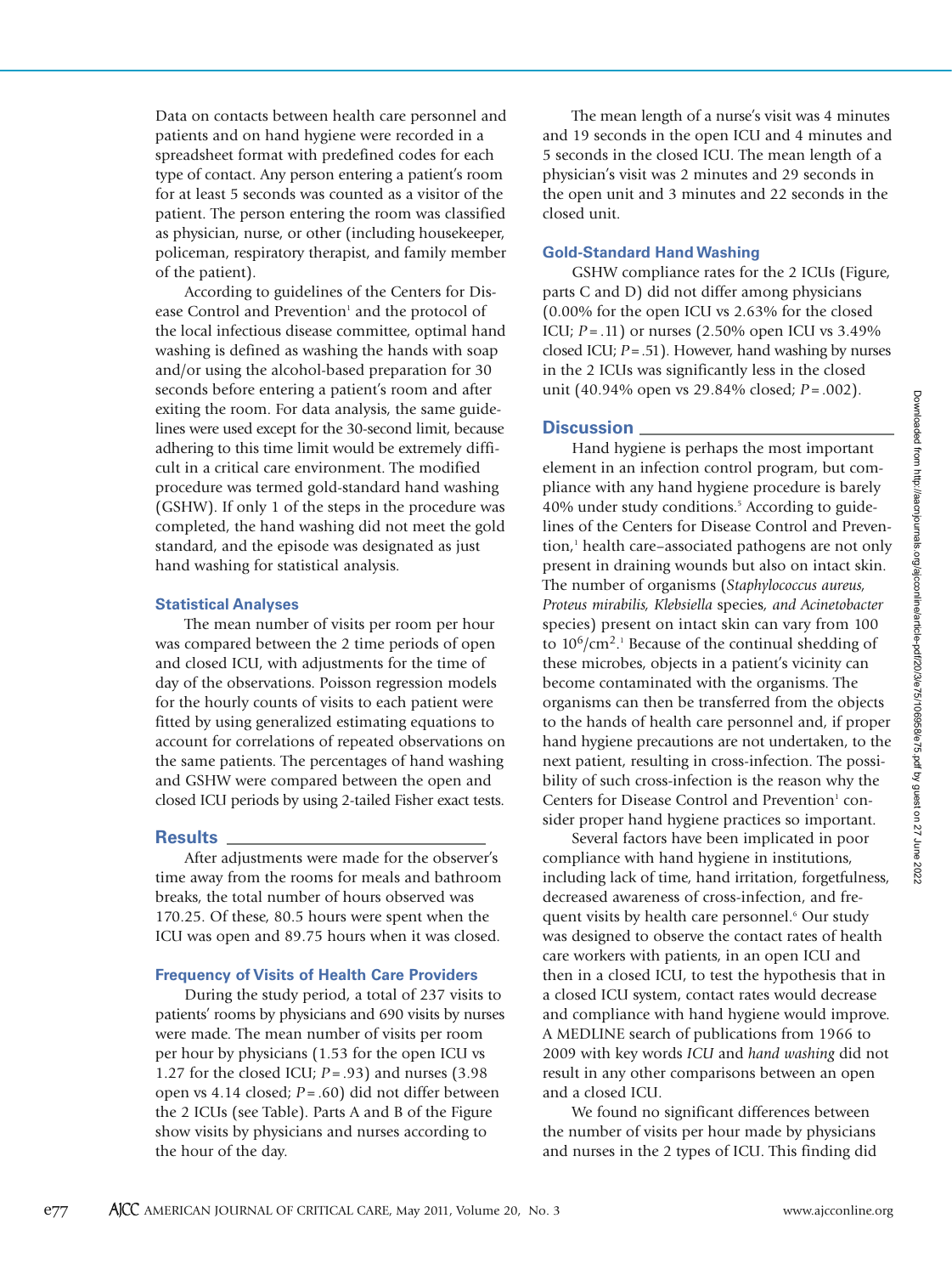Data on contacts between health care personnel and patients and on hand hygiene were recorded in a spreadsheet format with predefined codes for each type of contact. Any person entering a patient's room for at least 5 seconds was counted as a visitor of the patient. The person entering the room was classified as physician, nurse, or other (including housekeeper, policeman, respiratory therapist, and family member of the patient).

According to guidelines of the Centers for Disease Control and Prevention[1] and the protocol of the local infectious disease committee, optimal hand washing is defined as washing the hands with soap and/or using the alcohol-based preparation for 30 seconds before entering a patient's room and after exiting the room. For data analysis, the same guidelines were used except for the 30-second limit, because adhering to this time limit would be extremely difficult in a critical care environment. The modified procedure was termed gold-standard hand washing (GSHW). If only 1 of the steps in the procedure was completed, the hand washing did not meet the gold standard, and the episode was designated as just hand washing for statistical analysis.

### Statistical Analyses

The mean number of visits per room per hour was compared between the 2 time periods of open and closed ICU, with adjustments for the time of day of the observations. Poisson regression models for the hourly counts of visits to each patient were fitted by using generalized estimating equations to account for correlations of repeated observations on the same patients. The percentages of hand washing and GSHW were compared between the open and closed ICU periods by using 2-tailed Fisher exact tests.

## Results

After adjustments were made for the observer's time away from the rooms for meals and bathroom breaks, the total number of hours observed was 170.25. Of these, 80.5 hours were spent when the ICU was open and 89.75 hours when it was closed.

### Frequency of Visits of Health Care Providers

During the study period, a total of 237 visits to patients' rooms by physicians and 690 visits by nurses were made. The mean number of visits per room per hour by physicians (1.53 for the open ICU vs 1.27 for the closed ICU; $P = .93$) and nurses (3.98 open vs 4.14 closed; $P = .60$) did not differ between the 2 ICUs (see Table). Parts A and B of the Figure show visits by physicians and nurses according to the hour of the day.

The mean length of a nurse's visit was 4 minutes and 19 seconds in the open ICU and 4 minutes and 5 seconds in the closed ICU. The mean length of a physician's visit was 2 minutes and 29 seconds in the open unit and 3 minutes and 22 seconds in the closed unit.

### Gold-Standard Hand Washing

GSHW compliance rates for the 2 ICUs (Figure, parts C and D) did not differ among physicians (0.00% for the open ICU vs 2.63% for the closed ICU; $P = .11$) or nurses (2.50% open ICU vs 3.49% closed ICU; $P = .51$). However, hand washing by nurses in the 2 ICUs was significantly less in the closed unit (40.94% open vs 29.84% closed; $P = .002$).

## Discussion

Hand hygiene is perhaps the most important element in an infection control program, but compliance with any hand hygiene procedure is barely 40% under study conditions.[5] According to guidelines of the Centers for Disease Control and Prevention,[1] health care–associated pathogens are not only present in draining wounds but also on intact skin. The number of organisms (*Staphylococcus aureus, Proteus mirabilis, Klebsiella* species, *and Acinetobacter* species) present on intact skin can vary from 100 to $10^6/cm^2$.[1] Because of the continual shedding of these microbes, objects in a patient's vicinity can become contaminated with the organisms. The organisms can then be transferred from the objects to the hands of health care personnel and, if proper hand hygiene precautions are not undertaken, to the next patient, resulting in cross-infection. The possibility of such cross-infection is the reason why the Centers for Disease Control and Prevention[1] consider proper hand hygiene practices so important.

Several factors have been implicated in poor compliance with hand hygiene in institutions, including lack of time, hand irritation, forgetfulness, decreased awareness of cross-infection, and frequent visits by health care personnel.[6] Our study was designed to observe the contact rates of health care workers with patients, in an open ICU and then in a closed ICU, to test the hypothesis that in a closed ICU system, contact rates would decrease and compliance with hand hygiene would improve. A MEDLINE search of publications from 1966 to 2009 with key words *ICU* and *hand washing* did not result in any other comparisons between an open and a closed ICU.

We found no significant differences between the number of visits per hour made by physicians and nurses in the 2 types of ICU. This finding did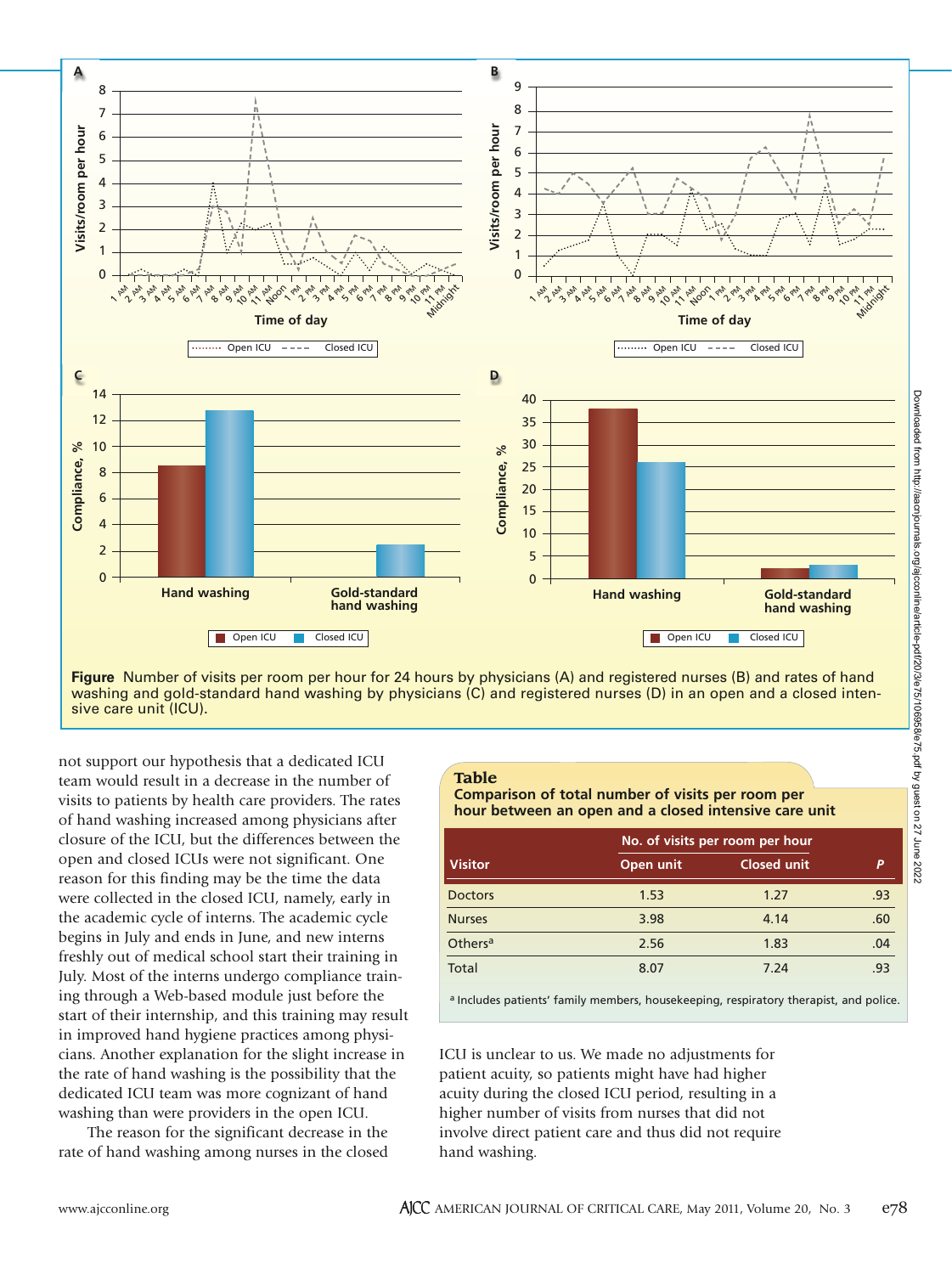**Figure** Number of visits per room per hour for 24 hours by physicians (A) and registered nurses (B) and rates of hand washing and gold-standard hand washing by physicians (C) and registered nurses (D) in an open and a closed intensive care unit (ICU).

not support our hypothesis that a dedicated ICU team would result in a decrease in the number of visits to patients by health care providers. The rates of hand washing increased among physicians after closure of the ICU, but the differences between the open and closed ICUs were not significant. One reason for this finding may be the time the data were collected in the closed ICU, namely, early in the academic cycle of interns. The academic cycle begins in July and ends in June, and new interns freshly out of medical school start their training in July. Most of the interns undergo compliance training through a Web-based module just before the start of their internship, and this training may result in improved hand hygiene practices among physicians. Another explanation for the slight increase in the rate of hand washing is the possibility that the dedicated ICU team was more cognizant of hand washing than were providers in the open ICU.

The reason for the significant decrease in the rate of hand washing among nurses in the closed ICU is unclear to us. We made no adjustments for patient acuity, so patients might have had higher acuity during the closed ICU period, resulting in a higher number of visits from nurses that did not involve direct patient care and thus did not require hand washing.

**Table**
**Comparison of total number of visits per room per hour between an open and a closed intensive care unit**

| Visitor | No. of visits per room per hour | | *P* |
|---|---|---|---|
| | Open unit | Closed unit | |
| Doctors | 1.53 | 1.27 | .93 |
| Nurses | 3.98 | 4.14 | .60 |
| Others[a] | 2.56 | 1.83 | .04 |
| Total | 8.07 | 7.24 | .93 |

[a] Includes patients' family members, housekeeping, respiratory therapist, and police.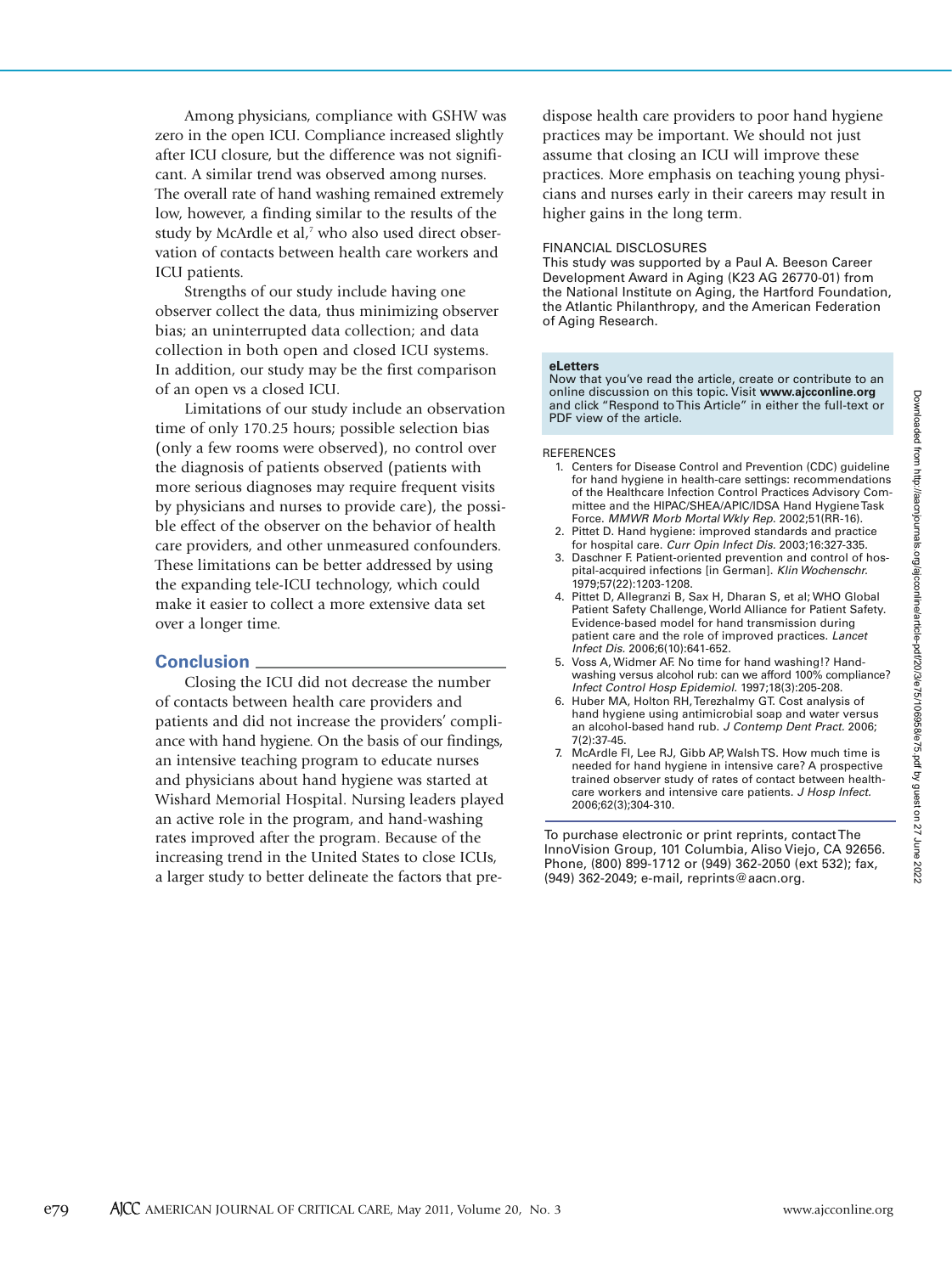Among physicians, compliance with GSHW was zero in the open ICU. Compliance increased slightly after ICU closure, but the difference was not significant. A similar trend was observed among nurses. The overall rate of hand washing remained extremely low, however, a finding similar to the results of the study by McArdle et al,[7] who also used direct observation of contacts between health care workers and ICU patients.

Strengths of our study include having one observer collect the data, thus minimizing observer bias; an uninterrupted data collection; and data collection in both open and closed ICU systems. In addition, our study may be the first comparison of an open vs a closed ICU.

Limitations of our study include an observation time of only 170.25 hours; possible selection bias (only a few rooms were observed), no control over the diagnosis of patients observed (patients with more serious diagnoses may require frequent visits by physicians and nurses to provide care), the possible effect of the observer on the behavior of health care providers, and other unmeasured confounders. These limitations can be better addressed by using the expanding tele-ICU technology, which could make it easier to collect a more extensive data set over a longer time.

## Conclusion

Closing the ICU did not decrease the number of contacts between health care providers and patients and did not increase the providers' compliance with hand hygiene. On the basis of our findings, an intensive teaching program to educate nurses and physicians about hand hygiene was started at Wishard Memorial Hospital. Nursing leaders played an active role in the program, and hand-washing rates improved after the program. Because of the increasing trend in the United States to close ICUs, a larger study to better delineate the factors that predispose health care providers to poor hand hygiene practices may be important. We should not just assume that closing an ICU will improve these practices. More emphasis on teaching young physicians and nurses early in their careers may result in higher gains in the long term.

FINANCIAL DISCLOSURES

This study was supported by a Paul A. Beeson Career Development Award in Aging (K23 AG 26770-01) from the National Institute on Aging, the Hartford Foundation, the Atlantic Philanthropy, and the American Federation of Aging Research.

**eLetters**

Now that you've read the article, create or contribute to an online discussion on this topic. Visit **www.ajcconline.org** and click "Respond to This Article" in either the full-text or PDF view of the article.

REFERENCES

1. Centers for Disease Control and Prevention (CDC) guideline for hand hygiene in health-care settings: recommendations of the Healthcare Infection Control Practices Advisory Committee and the HIPAC/SHEA/APIC/IDSA Hand Hygiene Task Force. *MMWR Morb Mortal Wkly Rep.* 2002;51(RR-16).
2. Pittet D. Hand hygiene: improved standards and practice for hospital care. *Curr Opin Infect Dis.* 2003;16:327-335.
3. Daschner F. Patient-oriented prevention and control of hospital-acquired infections [in German]. *Klin Wochenschr.* 1979;57(22):1203-1208.
4. Pittet D, Allegranzi B, Sax H, Dharan S, et al; WHO Global Patient Safety Challenge, World Alliance for Patient Safety. Evidence-based model for hand transmission during patient care and the role of improved practices. *Lancet Infect Dis.* 2006;6(10):641-652.
5. Voss A, Widmer AF. No time for hand washing!? Handwashing versus alcohol rub: can we afford 100% compliance? *Infect Control Hosp Epidemiol.* 1997;18(3):205-208.
6. Huber MA, Holton RH, Terezhalmy GT. Cost analysis of hand hygiene using antimicrobial soap and water versus an alcohol-based hand rub. *J Contemp Dent Pract.* 2006; 7(2):37-45.
7. McArdle FI, Lee RJ, Gibb AP, Walsh TS. How much time is needed for hand hygiene in intensive care? A prospective trained observer study of rates of contact between healthcare workers and intensive care patients. *J Hosp Infect.* 2006;62(3);304-310.

To purchase electronic or print reprints, contact The InnoVision Group, 101 Columbia, Aliso Viejo, CA 92656. Phone, (800) 899-1712 or (949) 362-2050 (ext 532); fax, (949) 362-2049; e-mail, reprints@aacn.org.